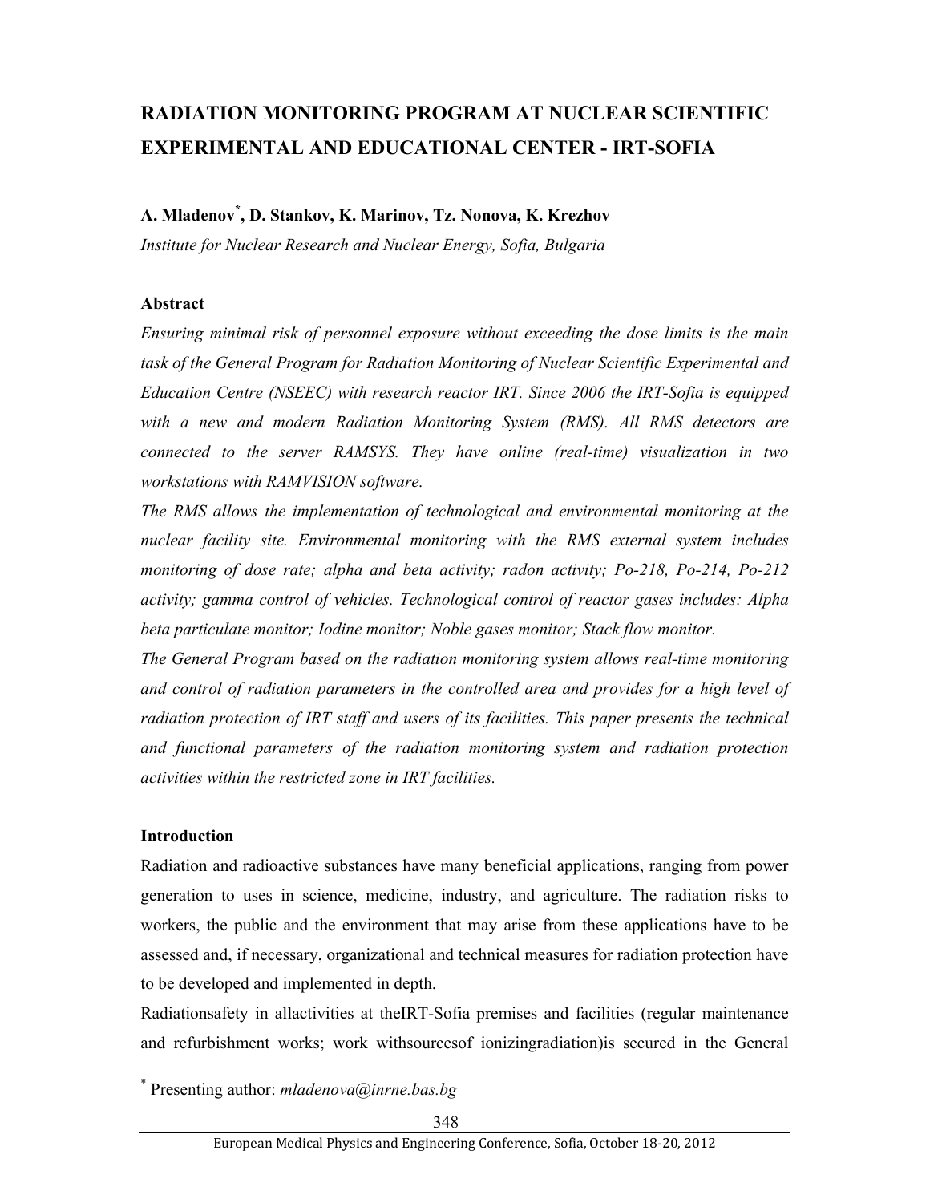# RADIATION MONITORING PROGRAM AT NUCLEAR SCIENTIFIC EXPERIMENTAL AND EDUCATIONAL CENTER - IRT-SOFIA

**A. Mladenov[*], D. Stankov, K. Marinov, Tz. Nonova, K. Krezhov**

*Institute for Nuclear Research and Nuclear Energy, Sofia, Bulgaria*

### Abstract

*Ensuring minimal risk of personnel exposure without exceeding the dose limits is the main task of the General Program for Radiation Monitoring of Nuclear Scientific Experimental and Education Centre (NSEEC) with research reactor IRT. Since 2006 the IRT-Sofia is equipped with a new and modern Radiation Monitoring System (RMS). All RMS detectors are connected to the server RAMSYS. They have online (real-time) visualization in two workstations with RAMVISION software.*

*The RMS allows the implementation of technological and environmental monitoring at the nuclear facility site. Environmental monitoring with the RMS external system includes monitoring of dose rate; alpha and beta activity; radon activity; Po-218, Po-214, Po-212 activity; gamma control of vehicles. Technological control of reactor gases includes: Alpha beta particulate monitor; Iodine monitor; Noble gases monitor; Stack flow monitor.*

*The General Program based on the radiation monitoring system allows real-time monitoring and control of radiation parameters in the controlled area and provides for a high level of radiation protection of IRT staff and users of its facilities. This paper presents the technical and functional parameters of the radiation monitoring system and radiation protection activities within the restricted zone in IRT facilities.*

### Introduction

Radiation and radioactive substances have many beneficial applications, ranging from power generation to uses in science, medicine, industry, and agriculture. The radiation risks to workers, the public and the environment that may arise from these applications have to be assessed and, if necessary, organizational and technical measures for radiation protection have to be developed and implemented in depth.

Radiationsafety in allactivities at theIRT-Sofia premises and facilities (regular maintenance and refurbishment works; work withsourcesof ionizingradiation)is secured in the General

[*] Presenting author: *mladenova@inrne.bas.bg*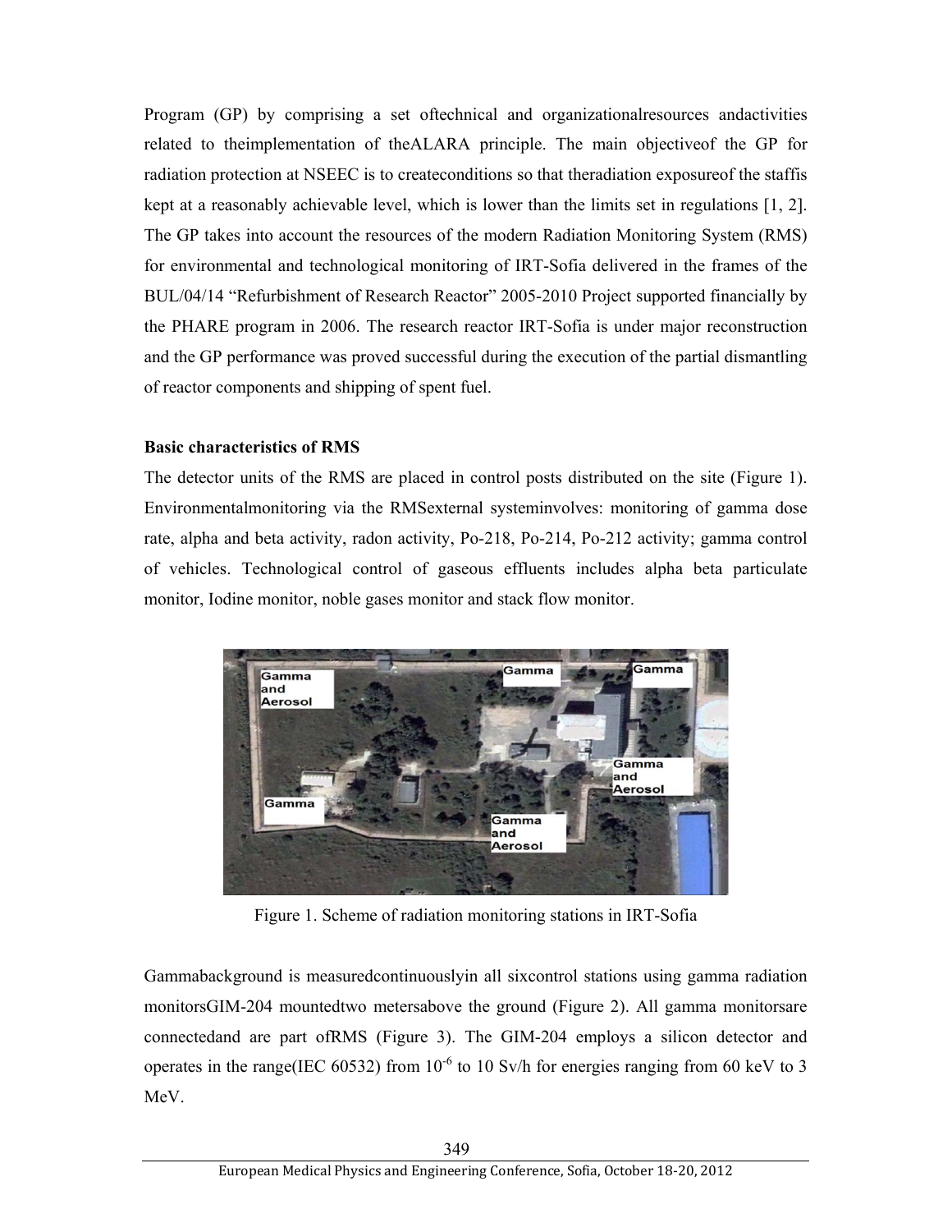Program (GP) by comprising a set oftechnical and organizationalresources andactivities related to theimplementation of theALARA principle. The main objectiveof the GP for radiation protection at NSEEC is to createconditions so that theradiation exposureof the staffis kept at a reasonably achievable level, which is lower than the limits set in regulations [1, 2]. The GP takes into account the resources of the modern Radiation Monitoring System (RMS) for environmental and technological monitoring of IRT-Sofia delivered in the frames of the BUL/04/14 "Refurbishment of Research Reactor" 2005-2010 Project supported financially by the PHARE program in 2006. The research reactor IRT-Sofia is under major reconstruction and the GP performance was proved successful during the execution of the partial dismantling of reactor components and shipping of spent fuel.

**Basic characteristics of RMS**

The detector units of the RMS are placed in control posts distributed on the site (Figure 1). Environmentalmonitoring via the RMSexternal systeminvolves: monitoring of gamma dose rate, alpha and beta activity, radon activity, Po-218, Po-214, Po-212 activity; gamma control of vehicles. Technological control of gaseous effluents includes alpha beta particulate monitor, Iodine monitor, noble gases monitor and stack flow monitor.

Figure 1. Scheme of radiation monitoring stations in IRT-Sofia

Gammabackground is measuredcontinuouslyin all sixcontrol stations using gamma radiation monitorsGIM-204 mountedtwo metersabove the ground (Figure 2). All gamma monitorsare connectedand are part ofRMS (Figure 3). The GIM-204 employs a silicon detector and operates in the range(IEC 60532) from $10^{-6}$ to 10 Sv/h for energies ranging from 60 keV to 3 MeV.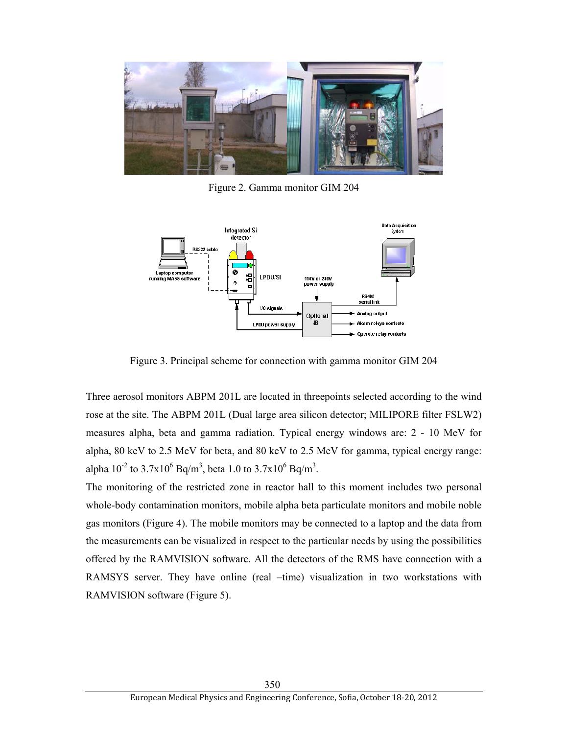Figure 2. Gamma monitor GIM 204

Figure 3. Principal scheme for connection with gamma monitor GIM 204

Three aerosol monitors ABPM 201L are located in threepoints selected according to the wind rose at the site. The ABPM 201L (Dual large area silicon detector; MILIPORE filter FSLW2) measures alpha, beta and gamma radiation. Typical energy windows are: 2 - 10 MeV for alpha, 80 keV to 2.5 MeV for beta, and 80 keV to 2.5 MeV for gamma, typical energy range: alpha $10^{-2}$ to $3.7 \times 10^{6}$ Bq/m$^{3}$, beta 1.0 to $3.7 \times 10^{6}$ Bq/m$^{3}$.

The monitoring of the restricted zone in reactor hall to this moment includes two personal whole-body contamination monitors, mobile alpha beta particulate monitors and mobile noble gas monitors (Figure 4). The mobile monitors may be connected to a laptop and the data from the measurements can be visualized in respect to the particular needs by using the possibilities offered by the RAMVISION software. All the detectors of the RMS have connection with a RAMSYS server. They have online (real –time) visualization in two workstations with RAMVISION software (Figure 5).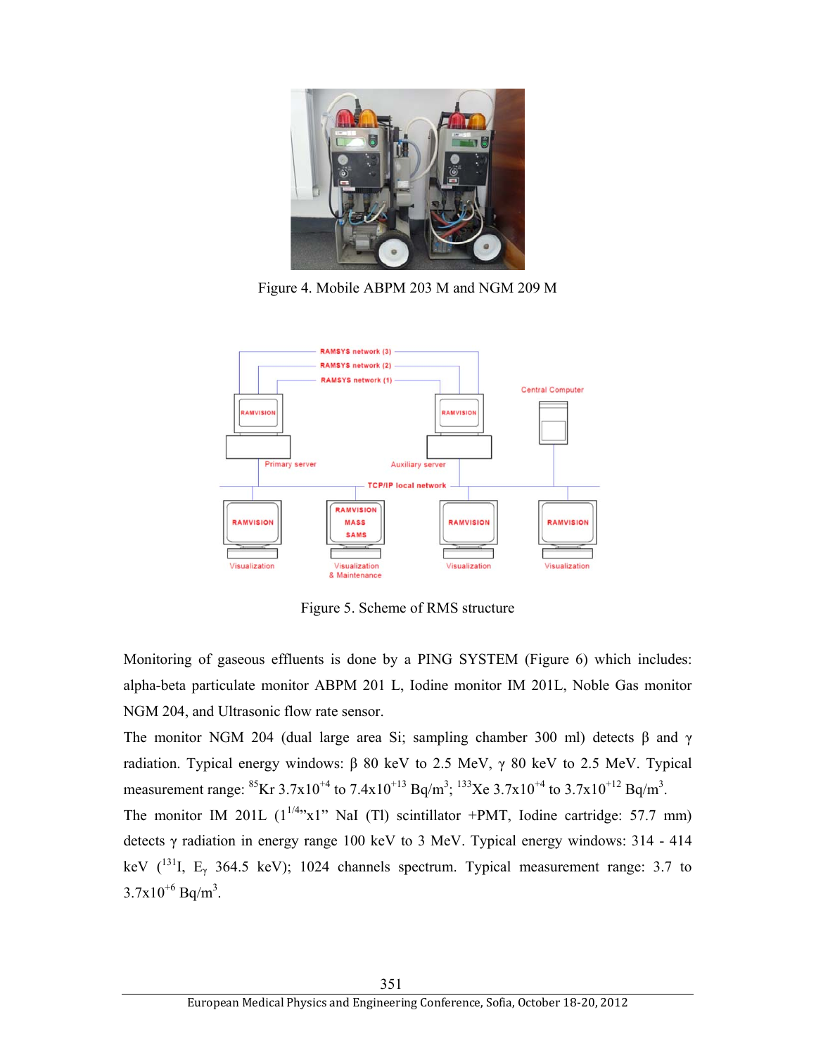Figure 4. Mobile ABPM 203 M and NGM 209 M

Figure 5. Scheme of RMS structure

Monitoring of gaseous effluents is done by a PING SYSTEM (Figure 6) which includes: alpha-beta particulate monitor ABPM 201 L, Iodine monitor IM 201L, Noble Gas monitor NGM 204, and Ultrasonic flow rate sensor.

The monitor NGM 204 (dual large area Si; sampling chamber 300 ml) detects $\beta$ and $\gamma$ radiation. Typical energy windows: $\beta$ 80 keV to 2.5 MeV, $\gamma$ 80 keV to 2.5 MeV. Typical measurement range: $^{85}$Kr $3.7 \times 10^{+4}$ to $7.4 \times 10^{+13}$ Bq/m$^3$; $^{133}$Xe $3.7 \times 10^{+4}$ to $3.7 \times 10^{+12}$ Bq/m$^3$.

The monitor IM 201L ($1^{1/4}$"x1" NaI (Tl) scintillator +PMT, Iodine cartridge: 57.7 mm) detects $\gamma$ radiation in energy range 100 keV to 3 MeV. Typical energy windows: 314 - 414 keV ($^{131}$I, $E_\gamma$ 364.5 keV); 1024 channels spectrum. Typical measurement range: 3.7 to $3.7 \times 10^{+6}$ Bq/m$^3$.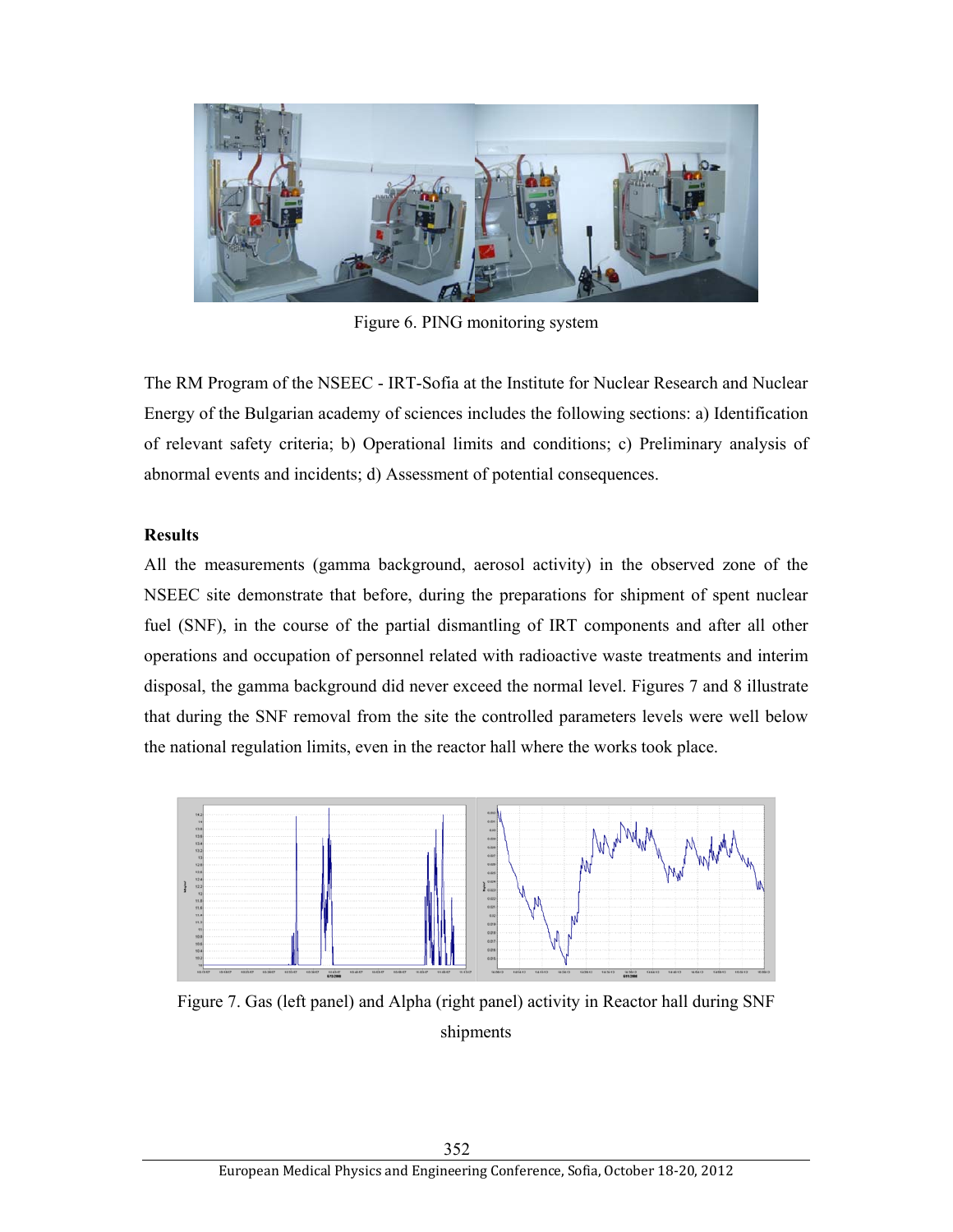Figure 6. PING monitoring system

The RM Program of the NSEEC - IRT-Sofia at the Institute for Nuclear Research and Nuclear Energy of the Bulgarian academy of sciences includes the following sections: a) Identification of relevant safety criteria; b) Operational limits and conditions; c) Preliminary analysis of abnormal events and incidents; d) Assessment of potential consequences.

**Results**

All the measurements (gamma background, aerosol activity) in the observed zone of the NSEEC site demonstrate that before, during the preparations for shipment of spent nuclear fuel (SNF), in the course of the partial dismantling of IRT components and after all other operations and occupation of personnel related with radioactive waste treatments and interim disposal, the gamma background did never exceed the normal level. Figures 7 and 8 illustrate that during the SNF removal from the site the controlled parameters levels were well below the national regulation limits, even in the reactor hall where the works took place.

Figure 7. Gas (left panel) and Alpha (right panel) activity in Reactor hall during SNF shipments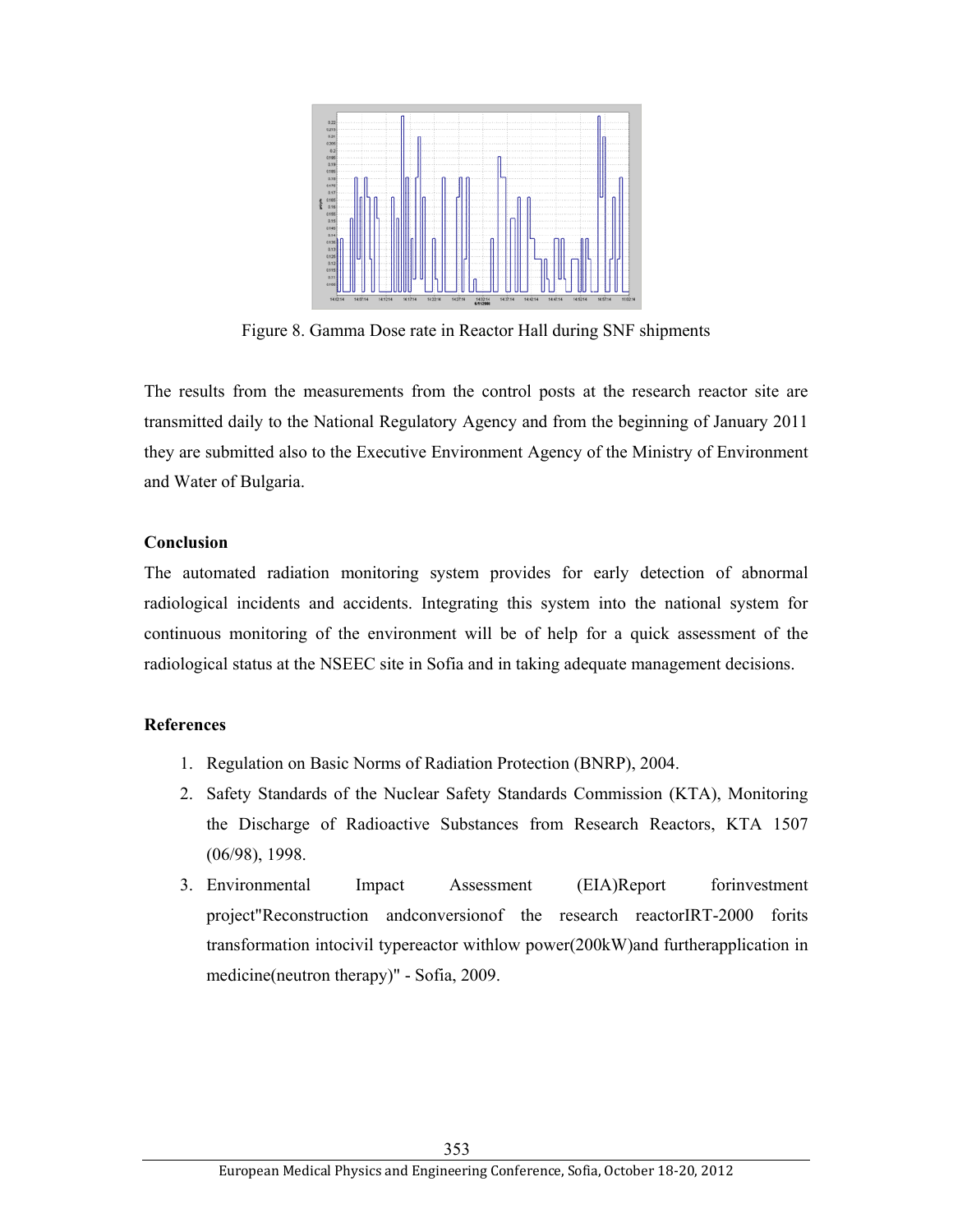Figure 8. Gamma Dose rate in Reactor Hall during SNF shipments

The results from the measurements from the control posts at the research reactor site are transmitted daily to the National Regulatory Agency and from the beginning of January 2011 they are submitted also to the Executive Environment Agency of the Ministry of Environment and Water of Bulgaria.

**Conclusion**

The automated radiation monitoring system provides for early detection of abnormal radiological incidents and accidents. Integrating this system into the national system for continuous monitoring of the environment will be of help for a quick assessment of the radiological status at the NSEEC site in Sofia and in taking adequate management decisions.

**References**

1. Regulation on Basic Norms of Radiation Protection (BNRP), 2004.
2. Safety Standards of the Nuclear Safety Standards Commission (KTA), Monitoring the Discharge of Radioactive Substances from Research Reactors, KTA 1507 (06/98), 1998.
3. Environmental Impact Assessment (EIA)Report forinvestment project"Reconstruction andconversionof the research reactorIRT-2000 forits transformation intocivil typereactor withlow power(200kW)and furtherapplication in medicine(neutron therapy)" - Sofia, 2009.